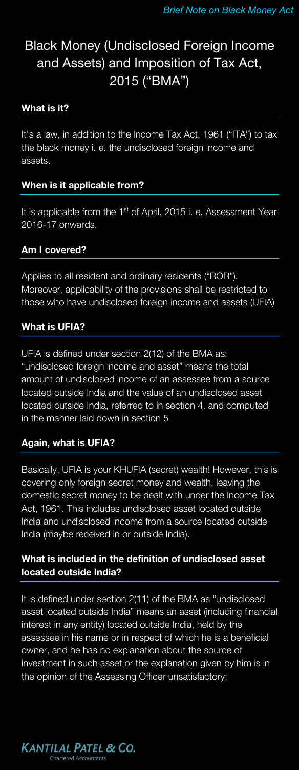# Black Money (Undisclosed Foreign Income and Assets) and Imposition of Tax Act, 2015 ("BMA")

## What is it?

It's a law, in addition to the Income Tax Act, 1961 ("ITA") to tax the black money i. e. the undisclosed foreign income and assets.

## When is it applicable from?

It is applicable from the 1st of April, 2015 i. e. Assessment Year 2016-17 onwards.

## Am I covered?

Applies to all resident and ordinary residents ("ROR"). Moreover, applicability of the provisions shall be restricted to those who have undisclosed foreign income and assets (UFIA)

## What is UFIA?

UFIA is defined under section 2(12) of the BMA as: "undisclosed foreign income and asset" means the total amount of undisclosed income of an assessee from a source located outside India and the value of an undisclosed asset located outside India, referred to in section 4, and computed in the manner laid down in section 5

## Again, what is UFIA?

Basically, UFIA is your KHUFIA (secret) wealth! However, this is covering only foreign secret money and wealth, leaving the domestic secret money to be dealt with under the Income Tax Act, 1961. This includes undisclosed asset located outside India and undisclosed income from a source located outside India (maybe received in or outside India).

## What is included in the definition of undisclosed asset located outside India?

It is defined under section 2(11) of the BMA as "undisclosed asset located outside India" means an asset (including financial interest in any entity) located outside India, held by the assessee in his name or in respect of which he is a beneficial owner, and he has no explanation about the source of investment in such asset or the explanation given by him is in the opinion of the Assessing Officer unsatisfactory;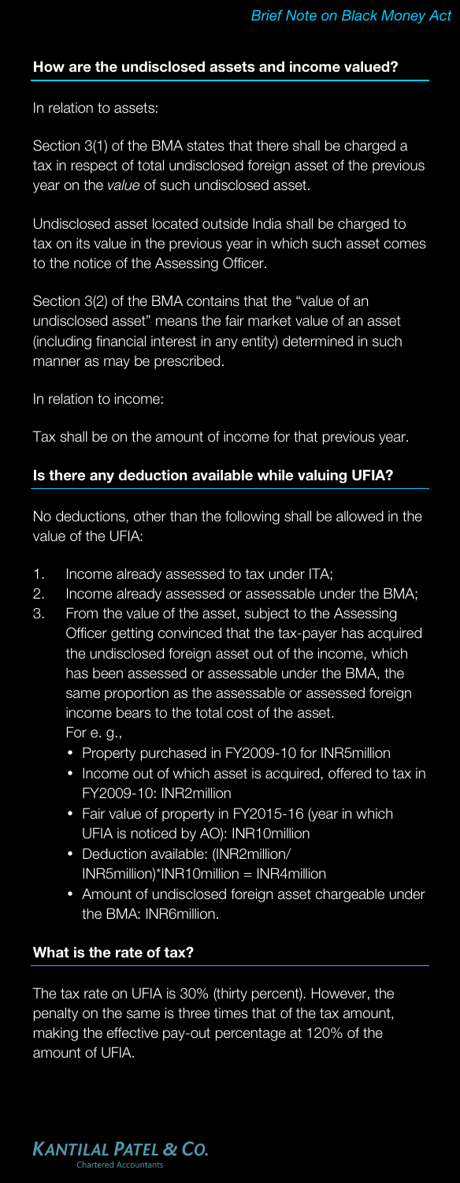## How are the undisclosed assets and income valued?

In relation to assets:

Section 3(1) of the BMA states that there shall be charged a tax in respect of total undisclosed foreign asset of the previous year on the *value* of such undisclosed asset.

Undisclosed asset located outside India shall be charged to tax on its value in the previous year in which such asset comes to the notice of the Assessing Officer.

Section 3(2) of the BMA contains that the "value of an undisclosed asset" means the fair market value of an asset (including financial interest in any entity) determined in such manner as may be prescribed.

In relation to income:

Tax shall be on the amount of income for that previous year.

## Is there any deduction available while valuing UFIA?

No deductions, other than the following shall be allowed in the value of the UFIA:

1. Income already assessed to tax under ITA;
2. Income already assessed or assessable under the BMA;
3. From the value of the asset, subject to the Assessing Officer getting convinced that the tax-payer has acquired the undisclosed foreign asset out of the income, which has been assessed or assessable under the BMA, the same proportion as the assessable or assessed foreign income bears to the total cost of the asset.
   For e. g.,
   - Property purchased in FY2009-10 for INR5million
   - Income out of which asset is acquired, offered to tax in FY2009-10: INR2million
   - Fair value of property in FY2015-16 (year in which UFIA is noticed by AO): INR10million
   - Deduction available: (INR2million/ INR5million)*INR10million = INR4million
   - Amount of undisclosed foreign asset chargeable under the BMA: INR6million.

## What is the rate of tax?

The tax rate on UFIA is 30% (thirty percent). However, the penalty on the same is three times that of the tax amount, making the effective pay-out percentage at 120% of the amount of UFIA.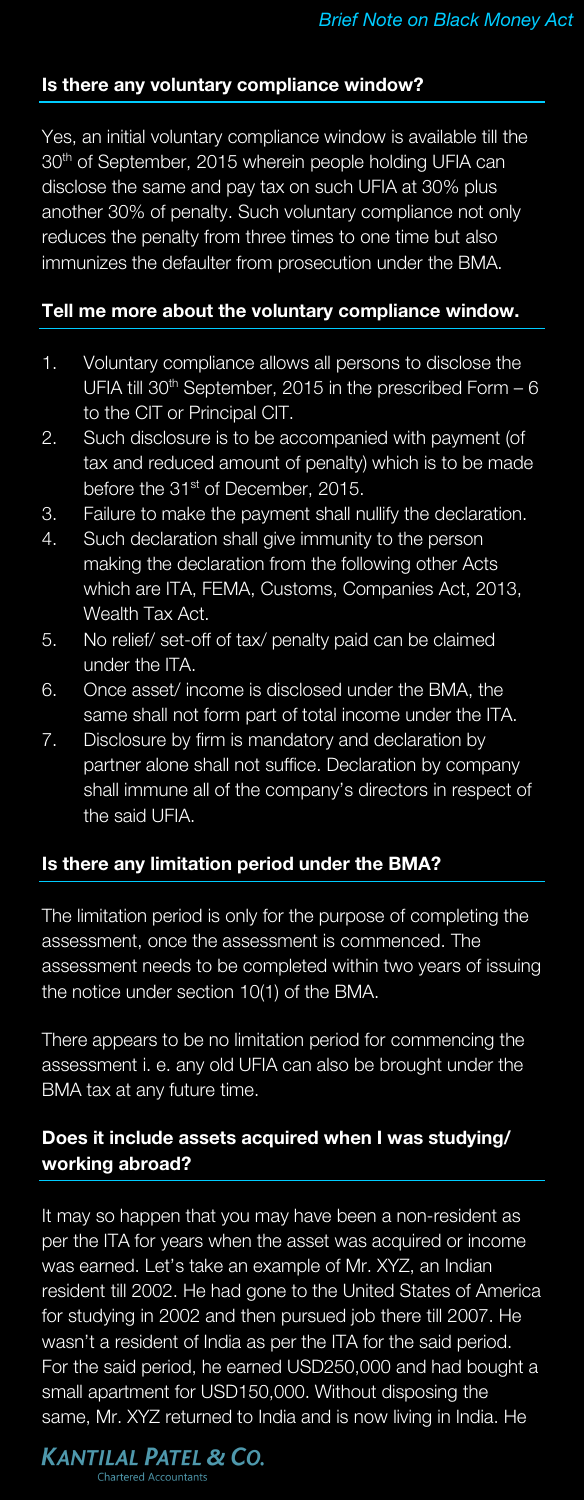### Is there any voluntary compliance window?

Yes, an initial voluntary compliance window is available till the 30th of September, 2015 wherein people holding UFIA can disclose the same and pay tax on such UFIA at 30% plus another 30% of penalty. Such voluntary compliance not only reduces the penalty from three times to one time but also immunizes the defaulter from prosecution under the BMA.

### Tell me more about the voluntary compliance window.

1. Voluntary compliance allows all persons to disclose the UFIA till 30th September, 2015 in the prescribed Form – 6 to the CIT or Principal CIT.
2. Such disclosure is to be accompanied with payment (of tax and reduced amount of penalty) which is to be made before the 31st of December, 2015.
3. Failure to make the payment shall nullify the declaration.
4. Such declaration shall give immunity to the person making the declaration from the following other Acts which are ITA, FEMA, Customs, Companies Act, 2013, Wealth Tax Act.
5. No relief/ set-off of tax/ penalty paid can be claimed under the ITA.
6. Once asset/ income is disclosed under the BMA, the same shall not form part of total income under the ITA.
7. Disclosure by firm is mandatory and declaration by partner alone shall not suffice. Declaration by company shall immune all of the company's directors in respect of the said UFIA.

### Is there any limitation period under the BMA?

The limitation period is only for the purpose of completing the assessment, once the assessment is commenced. The assessment needs to be completed within two years of issuing the notice under section 10(1) of the BMA.

There appears to be no limitation period for commencing the assessment i. e. any old UFIA can also be brought under the BMA tax at any future time.

### Does it include assets acquired when I was studying/ working abroad?

It may so happen that you may have been a non-resident as per the ITA for years when the asset was acquired or income was earned. Let's take an example of Mr. XYZ, an Indian resident till 2002. He had gone to the United States of America for studying in 2002 and then pursued job there till 2007. He wasn't a resident of India as per the ITA for the said period. For the said period, he earned USD250,000 and had bought a small apartment for USD150,000. Without disposing the same, Mr. XYZ returned to India and is now living in India. He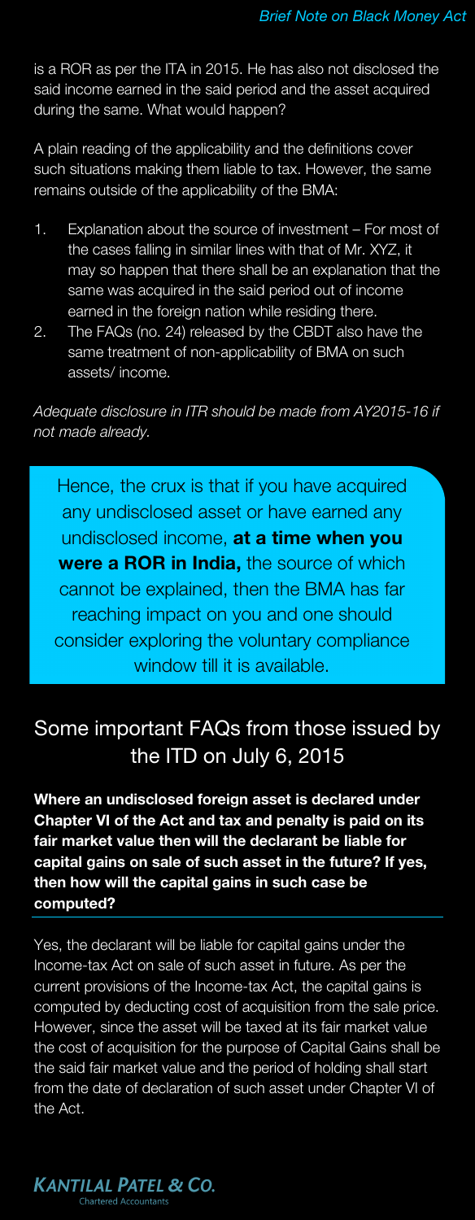is a ROR as per the ITA in 2015. He has also not disclosed the said income earned in the said period and the asset acquired during the same. What would happen?

A plain reading of the applicability and the definitions cover such situations making them liable to tax. However, the same remains outside of the applicability of the BMA:

1. Explanation about the source of investment – For most of the cases falling in similar lines with that of Mr. XYZ, it may so happen that there shall be an explanation that the same was acquired in the said period out of income earned in the foreign nation while residing there.
2. The FAQs (no. 24) released by the CBDT also have the same treatment of non-applicability of BMA on such assets/ income.

*Adequate disclosure in ITR should be made from AY2015-16 if not made already.*

Hence, the crux is that if you have acquired any undisclosed asset or have earned any undisclosed income, **at a time when you were a ROR in India,** the source of which cannot be explained, then the BMA has far reaching impact on you and one should consider exploring the voluntary compliance window till it is available.

## Some important FAQs from those issued by the ITD on July 6, 2015

**Where an undisclosed foreign asset is declared under Chapter VI of the Act and tax and penalty is paid on its fair market value then will the declarant be liable for capital gains on sale of such asset in the future? If yes, then how will the capital gains in such case be computed?**

Yes, the declarant will be liable for capital gains under the Income-tax Act on sale of such asset in future. As per the current provisions of the Income-tax Act, the capital gains is computed by deducting cost of acquisition from the sale price. However, since the asset will be taxed at its fair market value the cost of acquisition for the purpose of Capital Gains shall be the said fair market value and the period of holding shall start from the date of declaration of such asset under Chapter VI of the Act.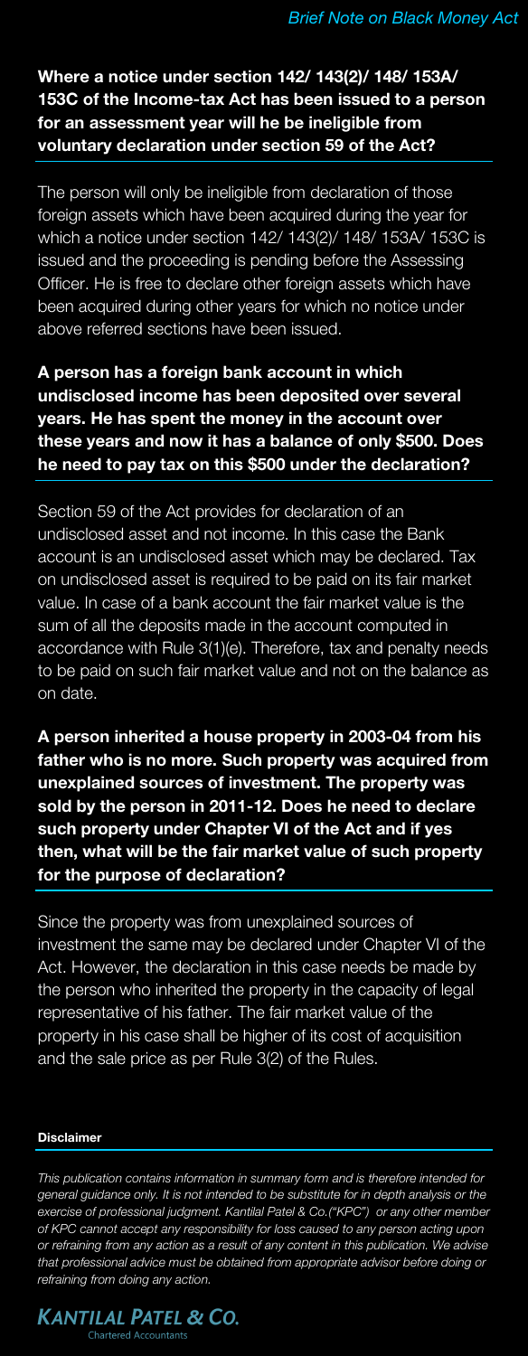**Where a notice under section 142/ 143(2)/ 148/ 153A/ 153C of the Income-tax Act has been issued to a person for an assessment year will he be ineligible from voluntary declaration under section 59 of the Act?**

The person will only be ineligible from declaration of those foreign assets which have been acquired during the year for which a notice under section 142/ 143(2)/ 148/ 153A/ 153C is issued and the proceeding is pending before the Assessing Officer. He is free to declare other foreign assets which have been acquired during other years for which no notice under above referred sections have been issued.

**A person has a foreign bank account in which undisclosed income has been deposited over several years. He has spent the money in the account over these years and now it has a balance of only $500. Does he need to pay tax on this $500 under the declaration?**

Section 59 of the Act provides for declaration of an undisclosed asset and not income. In this case the Bank account is an undisclosed asset which may be declared. Tax on undisclosed asset is required to be paid on its fair market value. In case of a bank account the fair market value is the sum of all the deposits made in the account computed in accordance with Rule 3(1)(e). Therefore, tax and penalty needs to be paid on such fair market value and not on the balance as on date.

**A person inherited a house property in 2003-04 from his father who is no more. Such property was acquired from unexplained sources of investment. The property was sold by the person in 2011-12. Does he need to declare such property under Chapter VI of the Act and if yes then, what will be the fair market value of such property for the purpose of declaration?**

Since the property was from unexplained sources of investment the same may be declared under Chapter VI of the Act. However, the declaration in this case needs be made by the person who inherited the property in the capacity of legal representative of his father. The fair market value of the property in his case shall be higher of its cost of acquisition and the sale price as per Rule 3(2) of the Rules.

**Disclaimer**

*This publication contains information in summary form and is therefore intended for general guidance only. It is not intended to be substitute for in depth analysis or the exercise of professional judgment. Kantilal Patel & Co.("KPC") or any other member of KPC cannot accept any responsibility for loss caused to any person acting upon or refraining from any action as a result of any content in this publication. We advise that professional advice must be obtained from appropriate advisor before doing or refraining from doing any action.*

**KANTILAL PATEL & CO.**
Chartered Accountants